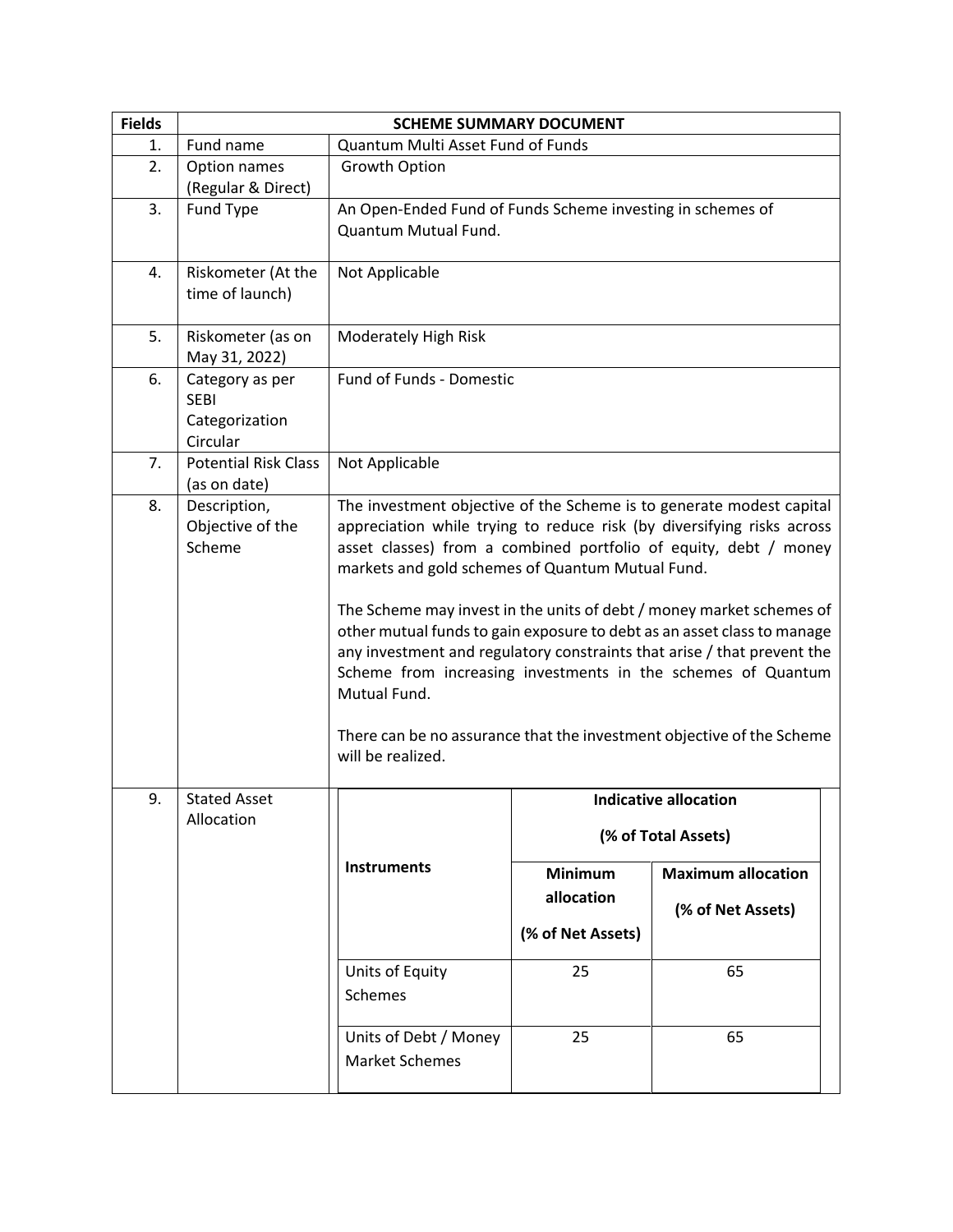| Fields | SCHEME SUMMARY DOCUMENT | |
|---|---|---|
| 1. | Fund name | Quantum Multi Asset Fund of Funds |
| 2. | Option names (Regular & Direct) | Growth Option |
| 3. | Fund Type | An Open-Ended Fund of Funds Scheme investing in schemes of Quantum Mutual Fund. |
| 4. | Riskometer (At the time of launch) | Not Applicable |
| 5. | Riskometer (as on May 31, 2022) | Moderately High Risk |
| 6. | Category as per SEBI Categorization Circular | Fund of Funds - Domestic |
| 7. | Potential Risk Class (as on date) | Not Applicable |
| 8. | Description, Objective of the Scheme | The investment objective of the Scheme is to generate modest capital appreciation while trying to reduce risk (by diversifying risks across asset classes) from a combined portfolio of equity, debt / money markets and gold schemes of Quantum Mutual Fund.<br><br>The Scheme may invest in the units of debt / money market schemes of other mutual funds to gain exposure to debt as an asset class to manage any investment and regulatory constraints that arise / that prevent the Scheme from increasing investments in the schemes of Quantum Mutual Fund.<br><br>There can be no assurance that the investment objective of the Scheme will be realized. |
| 9. | Stated Asset Allocation | |

| Instruments | Indicative allocation (% of Total Assets) | |
|---|---|---|
| | **Minimum allocation (% of Net Assets)** | **Maximum allocation (% of Net Assets)** |
| Units of Equity Schemes | 25 | 65 |
| Units of Debt / Money Market Schemes | 25 | 65 |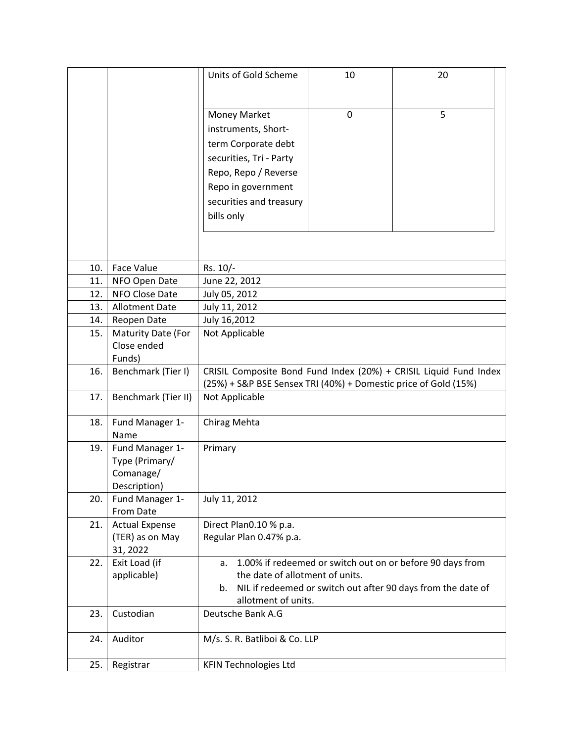| | | | | |
|---|---|---|---|---|
| | | Units of Gold Scheme | 10 | 20 |
| | | Money Market instruments, Short-term Corporate debt securities, Tri - Party Repo, Repo / Reverse Repo in government securities and treasury bills only | 0 | 5 |

| | | |
|---|---|---|
| 10. | Face Value | Rs. 10/- |
| 11. | NFO Open Date | June 22, 2012 |
| 12. | NFO Close Date | July 05, 2012 |
| 13. | Allotment Date | July 11, 2012 |
| 14. | Reopen Date | July 16,2012 |
| 15. | Maturity Date (For Close ended Funds) | Not Applicable |
| 16. | Benchmark (Tier I) | CRISIL Composite Bond Fund Index (20%) + CRISIL Liquid Fund Index (25%) + S&P BSE Sensex TRI (40%) + Domestic price of Gold (15%) |
| 17. | Benchmark (Tier II) | Not Applicable |
| 18. | Fund Manager 1-Name | Chirag Mehta |
| 19. | Fund Manager 1-Type (Primary/ Comanage/ Description) | Primary |
| 20. | Fund Manager 1-From Date | July 11, 2012 |
| 21. | Actual Expense (TER) as on May 31, 2022 | Direct Plan0.10 % p.a.<br>Regular Plan 0.47% p.a. |
| 22. | Exit Load (if applicable) | a. 1.00% if redeemed or switch out on or before 90 days from the date of allotment of units.<br>b. NIL if redeemed or switch out after 90 days from the date of allotment of units. |
| 23. | Custodian | Deutsche Bank A.G |
| 24. | Auditor | M/s. S. R. Batliboi & Co. LLP |
| 25. | Registrar | KFIN Technologies Ltd |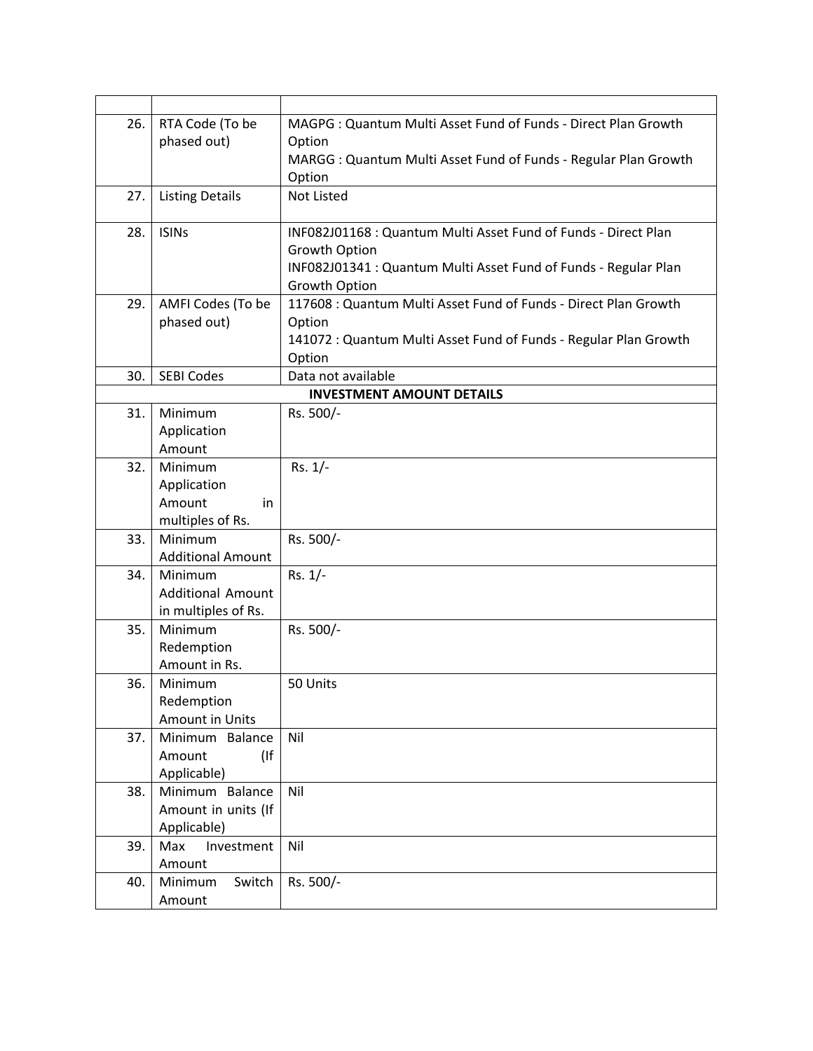| | | |
|---|---|---|
| 26. | RTA Code (To be phased out) | MAGPG : Quantum Multi Asset Fund of Funds - Direct Plan Growth Option<br>MARGG : Quantum Multi Asset Fund of Funds - Regular Plan Growth Option |
| 27. | Listing Details | Not Listed |
| 28. | ISINs | INF082J01168 : Quantum Multi Asset Fund of Funds - Direct Plan Growth Option<br>INF082J01341 : Quantum Multi Asset Fund of Funds - Regular Plan Growth Option |
| 29. | AMFI Codes (To be phased out) | 117608 : Quantum Multi Asset Fund of Funds - Direct Plan Growth Option<br>141072 : Quantum Multi Asset Fund of Funds - Regular Plan Growth Option |
| 30. | SEBI Codes | Data not available |
| | **INVESTMENT AMOUNT DETAILS** | |
| 31. | Minimum Application Amount | Rs. 500/- |
| 32. | Minimum Application Amount in multiples of Rs. | Rs. 1/- |
| 33. | Minimum Additional Amount | Rs. 500/- |
| 34. | Minimum Additional Amount in multiples of Rs. | Rs. 1/- |
| 35. | Minimum Redemption Amount in Rs. | Rs. 500/- |
| 36. | Minimum Redemption Amount in Units | 50 Units |
| 37. | Minimum Balance Amount (If Applicable) | Nil |
| 38. | Minimum Balance Amount in units (If Applicable) | Nil |
| 39. | Max Investment Amount | Nil |
| 40. | Minimum Switch Amount | Rs. 500/- |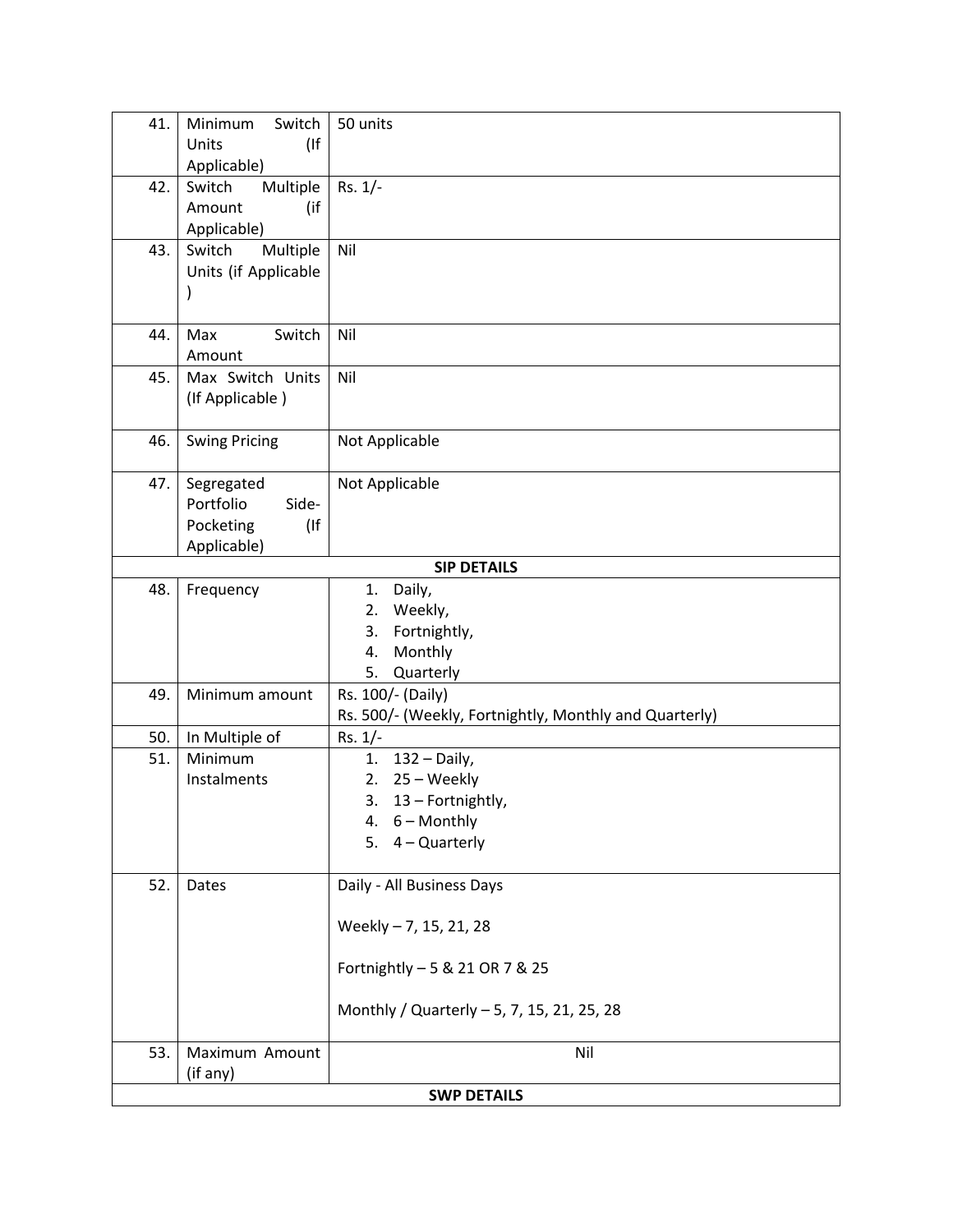| | | |
|---|---|---|
| 41. | Minimum Switch Units (If Applicable) | 50 units |
| 42. | Switch Multiple Amount (if Applicable) | Rs. 1/- |
| 43. | Switch Multiple Units (if Applicable ) | Nil |
| 44. | Max Switch Amount | Nil |
| 45. | Max Switch Units (If Applicable ) | Nil |
| 46. | Swing Pricing | Not Applicable |
| 47. | Segregated Portfolio Side-Pocketing (If Applicable) | Not Applicable |
| **SIP DETAILS** | | |
| 48. | Frequency | 1. Daily,<br>2. Weekly,<br>3. Fortnightly,<br>4. Monthly<br>5. Quarterly |
| 49. | Minimum amount | Rs. 100/- (Daily)<br>Rs. 500/- (Weekly, Fortnightly, Monthly and Quarterly) |
| 50. | In Multiple of | Rs. 1/- |
| 51. | Minimum Instalments | 1. 132 – Daily,<br>2. 25 – Weekly<br>3. 13 – Fortnightly,<br>4. 6 – Monthly<br>5. 4 – Quarterly |
| 52. | Dates | Daily - All Business Days<br><br>Weekly – 7, 15, 21, 28<br><br>Fortnightly – 5 & 21 OR 7 & 25<br><br>Monthly / Quarterly – 5, 7, 15, 21, 25, 28 |
| 53. | Maximum Amount (if any) | Nil |
| **SWP DETAILS** | | |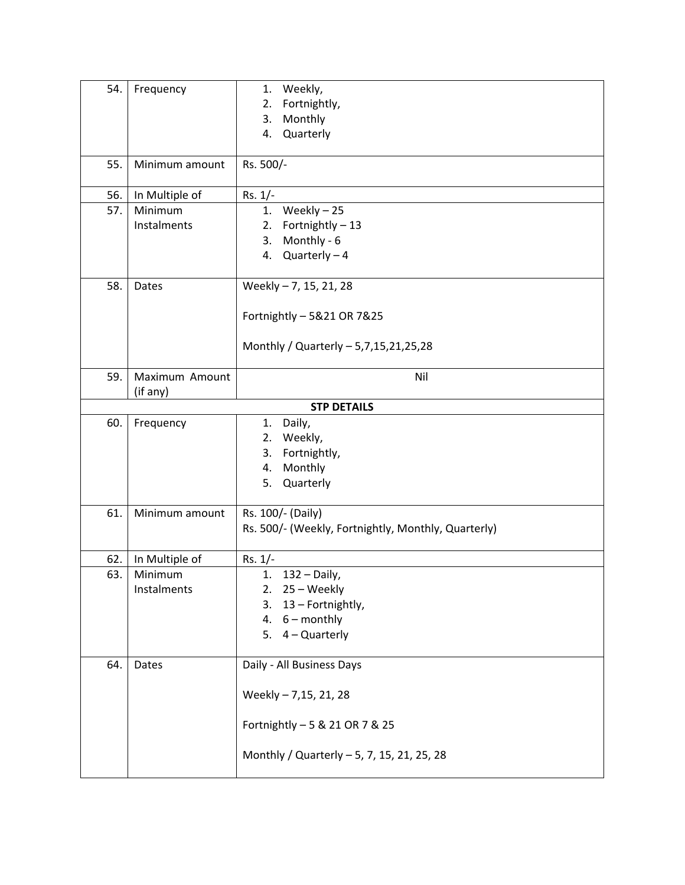| | | |
|---|---|---|
| 54. | Frequency | 1. Weekly,<br>2. Fortnightly,<br>3. Monthly<br>4. Quarterly |
| 55. | Minimum amount | Rs. 500/- |
| 56. | In Multiple of | Rs. 1/- |
| 57. | Minimum Instalments | 1. Weekly – 25<br>2. Fortnightly – 13<br>3. Monthly - 6<br>4. Quarterly – 4 |
| 58. | Dates | Weekly – 7, 15, 21, 28<br><br>Fortnightly – 5&21 OR 7&25<br><br>Monthly / Quarterly – 5,7,15,21,25,28 |
| 59. | Maximum Amount (if any) | Nil |
| | **STP DETAILS** | |
| 60. | Frequency | 1. Daily,<br>2. Weekly,<br>3. Fortnightly,<br>4. Monthly<br>5. Quarterly |
| 61. | Minimum amount | Rs. 100/- (Daily)<br>Rs. 500/- (Weekly, Fortnightly, Monthly, Quarterly) |
| 62. | In Multiple of | Rs. 1/- |
| 63. | Minimum Instalments | 1. 132 – Daily,<br>2. 25 – Weekly<br>3. 13 – Fortnightly,<br>4. 6 – monthly<br>5. 4 – Quarterly |
| 64. | Dates | Daily - All Business Days<br><br>Weekly – 7,15, 21, 28<br><br>Fortnightly – 5 & 21 OR 7 & 25<br><br>Monthly / Quarterly – 5, 7, 15, 21, 25, 28 |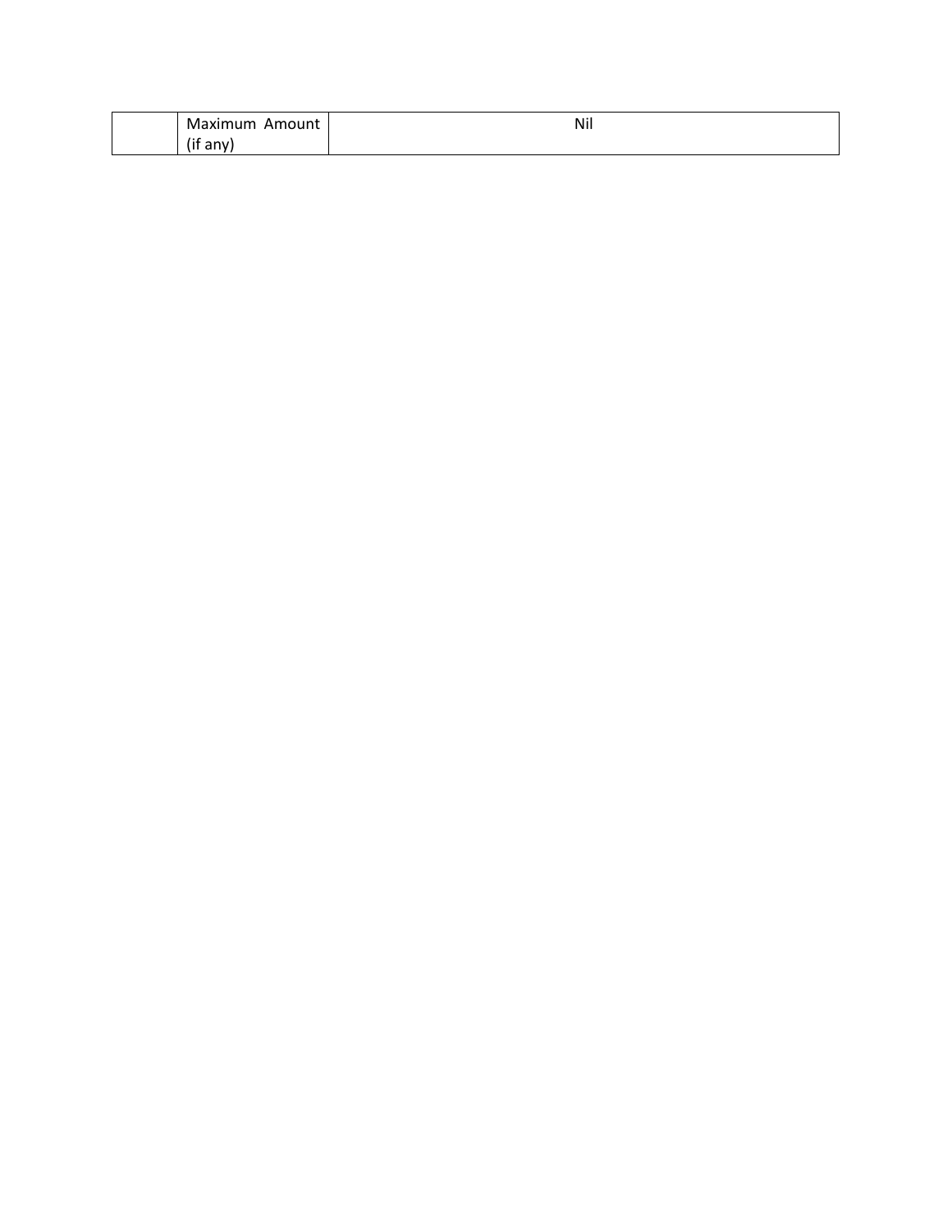| | | |
|---|---|---|
| | Maximum Amount (if any) | Nil |